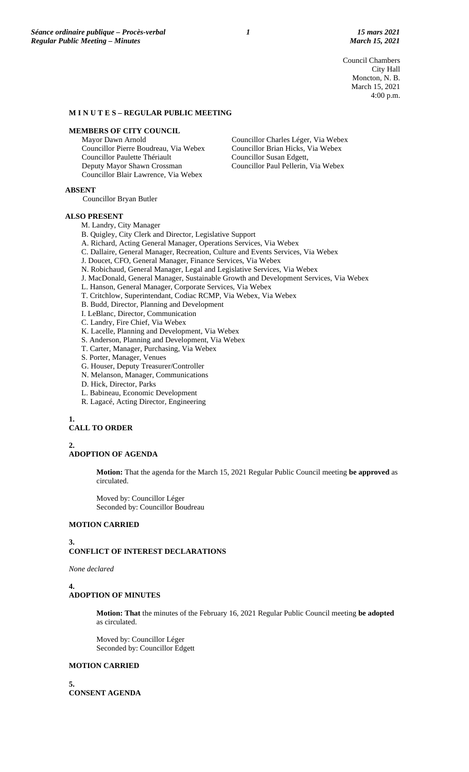Council Chambers
City Hall
Moncton, N. B.
March 15, 2021
4:00 p.m.

## M I N U T E S – REGULAR PUBLIC MEETING

### MEMBERS OF CITY COUNCIL

Mayor Dawn Arnold
Councillor Pierre Boudreau, Via Webex
Councillor Paulette Thériault
Deputy Mayor Shawn Crossman
Councillor Blair Lawrence, Via Webex
Councillor Charles Léger, Via Webex
Councillor Brian Hicks, Via Webex
Councillor Susan Edgett,
Councillor Paul Pellerin, Via Webex

### ABSENT

Councillor Bryan Butler

### ALSO PRESENT

M. Landry, City Manager
B. Quigley, City Clerk and Director, Legislative Support
A. Richard, Acting General Manager, Operations Services, Via Webex
C. Dallaire, General Manager, Recreation, Culture and Events Services, Via Webex
J. Doucet, CFO, General Manager, Finance Services, Via Webex
N. Robichaud, General Manager, Legal and Legislative Services, Via Webex
J. MacDonald, General Manager, Sustainable Growth and Development Services, Via Webex
L. Hanson, General Manager, Corporate Services, Via Webex
T. Critchlow, Superintendant, Codiac RCMP, Via Webex, Via Webex
B. Budd, Director, Planning and Development
I. LeBlanc, Director, Communication
C. Landry, Fire Chief, Via Webex
K. Lacelle, Planning and Development, Via Webex
S. Anderson, Planning and Development, Via Webex
T. Carter, Manager, Purchasing, Via Webex
S. Porter, Manager, Venues
G. Houser, Deputy Treasurer/Controller
N. Melanson, Manager, Communications
D. Hick, Director, Parks
L. Babineau, Economic Development
R. Lagacé, Acting Director, Engineering

### 1. CALL TO ORDER

### 2. ADOPTION OF AGENDA

**Motion:** That the agenda for the March 15, 2021 Regular Public Council meeting **be approved** as circulated.

Moved by: Councillor Léger
Seconded by: Councillor Boudreau

**MOTION CARRIED**

### 3. CONFLICT OF INTEREST DECLARATIONS

*None declared*

### 4. ADOPTION OF MINUTES

**Motion: That** the minutes of the February 16, 2021 Regular Public Council meeting **be adopted** as circulated.

Moved by: Councillor Léger
Seconded by: Councillor Edgett

**MOTION CARRIED**

### 5. CONSENT AGENDA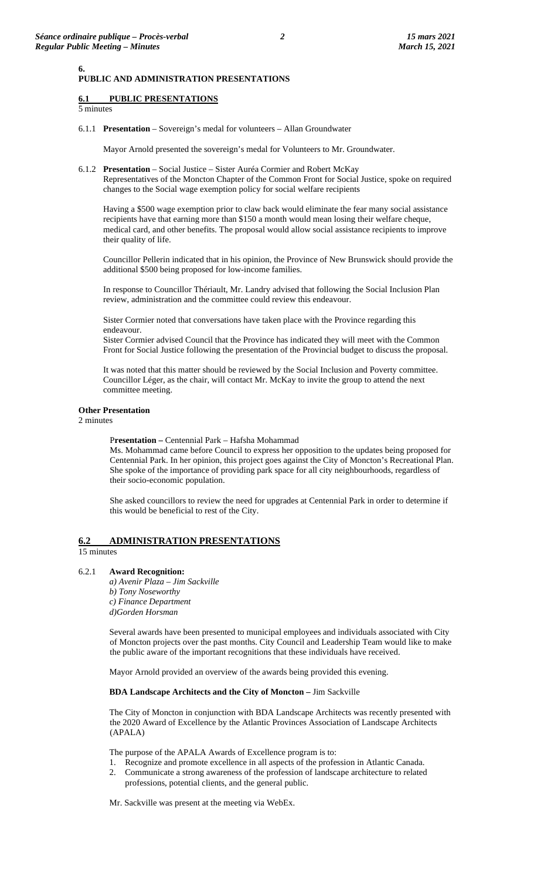## 6. PUBLIC AND ADMINISTRATION PRESENTATIONS

### 6.1 PUBLIC PRESENTATIONS

5 minutes

6.1.1 **Presentation** – Sovereign's medal for volunteers – Allan Groundwater

Mayor Arnold presented the sovereign's medal for Volunteers to Mr. Groundwater.

6.1.2 **Presentation** – Social Justice – Sister Auréa Cormier and Robert McKay
Representatives of the Moncton Chapter of the Common Front for Social Justice, spoke on required changes to the Social wage exemption policy for social welfare recipients

Having a $500 wage exemption prior to claw back would eliminate the fear many social assistance recipients have that earning more than $150 a month would mean losing their welfare cheque, medical card, and other benefits. The proposal would allow social assistance recipients to improve their quality of life.

Councillor Pellerin indicated that in his opinion, the Province of New Brunswick should provide the additional $500 being proposed for low-income families.

In response to Councillor Thériault, Mr. Landry advised that following the Social Inclusion Plan review, administration and the committee could review this endeavour.

Sister Cormier noted that conversations have taken place with the Province regarding this endeavour.
Sister Cormier advised Council that the Province has indicated they will meet with the Common Front for Social Justice following the presentation of the Provincial budget to discuss the proposal.

It was noted that this matter should be reviewed by the Social Inclusion and Poverty committee. Councillor Léger, as the chair, will contact Mr. McKay to invite the group to attend the next committee meeting.

**Other Presentation**

2 minutes

P**resentation –** Centennial Park – Hafsha Mohammad
Ms. Mohammad came before Council to express her opposition to the updates being proposed for Centennial Park. In her opinion, this project goes against the City of Moncton's Recreational Plan. She spoke of the importance of providing park space for all city neighbourhoods, regardless of their socio-economic population.

She asked councillors to review the need for upgrades at Centennial Park in order to determine if this would be beneficial to rest of the City.

### 6.2 ADMINISTRATION PRESENTATIONS

15 minutes

6.2.1 **Award Recognition:**
*a) Avenir Plaza – Jim Sackville*
*b) Tony Noseworthy*
*c) Finance Department*
*d)Gorden Horsman*

Several awards have been presented to municipal employees and individuals associated with City of Moncton projects over the past months. City Council and Leadership Team would like to make the public aware of the important recognitions that these individuals have received.

Mayor Arnold provided an overview of the awards being provided this evening.

**BDA Landscape Architects and the City of Moncton –** Jim Sackville

The City of Moncton in conjunction with BDA Landscape Architects was recently presented with the 2020 Award of Excellence by the Atlantic Provinces Association of Landscape Architects (APALA)

The purpose of the APALA Awards of Excellence program is to:

1. Recognize and promote excellence in all aspects of the profession in Atlantic Canada.
2. Communicate a strong awareness of the profession of landscape architecture to related professions, potential clients, and the general public.

Mr. Sackville was present at the meeting via WebEx.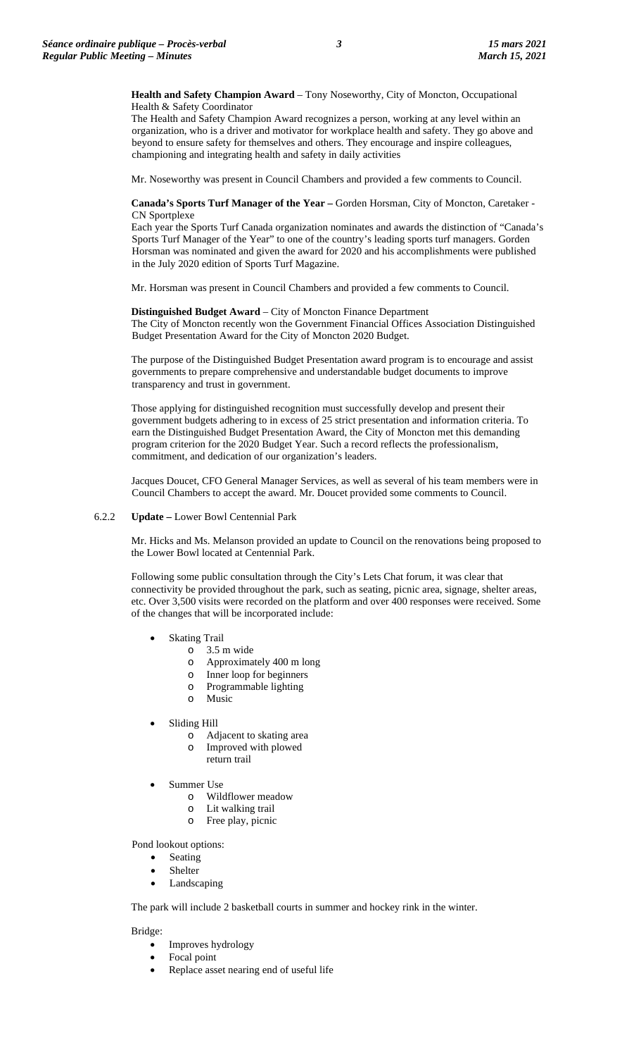**Health and Safety Champion Award** – Tony Noseworthy, City of Moncton, Occupational Health & Safety Coordinator

The Health and Safety Champion Award recognizes a person, working at any level within an organization, who is a driver and motivator for workplace health and safety. They go above and beyond to ensure safety for themselves and others. They encourage and inspire colleagues, championing and integrating health and safety in daily activities

Mr. Noseworthy was present in Council Chambers and provided a few comments to Council.

**Canada's Sports Turf Manager of the Year –** Gorden Horsman, City of Moncton, Caretaker - CN Sportplexe

Each year the Sports Turf Canada organization nominates and awards the distinction of "Canada's Sports Turf Manager of the Year" to one of the country's leading sports turf managers. Gorden Horsman was nominated and given the award for 2020 and his accomplishments were published in the July 2020 edition of Sports Turf Magazine.

Mr. Horsman was present in Council Chambers and provided a few comments to Council.

**Distinguished Budget Award** – City of Moncton Finance Department

The City of Moncton recently won the Government Financial Offices Association Distinguished Budget Presentation Award for the City of Moncton 2020 Budget.

The purpose of the Distinguished Budget Presentation award program is to encourage and assist governments to prepare comprehensive and understandable budget documents to improve transparency and trust in government.

Those applying for distinguished recognition must successfully develop and present their government budgets adhering to in excess of 25 strict presentation and information criteria. To earn the Distinguished Budget Presentation Award, the City of Moncton met this demanding program criterion for the 2020 Budget Year. Such a record reflects the professionalism, commitment, and dedication of our organization's leaders.

Jacques Doucet, CFO General Manager Services, as well as several of his team members were in Council Chambers to accept the award. Mr. Doucet provided some comments to Council.

6.2.2 **Update –** Lower Bowl Centennial Park

Mr. Hicks and Ms. Melanson provided an update to Council on the renovations being proposed to the Lower Bowl located at Centennial Park.

Following some public consultation through the City's Lets Chat forum, it was clear that connectivity be provided throughout the park, such as seating, picnic area, signage, shelter areas, etc. Over 3,500 visits were recorded on the platform and over 400 responses were received. Some of the changes that will be incorporated include:

- Skating Trail
  - 3.5 m wide
  - Approximately 400 m long
  - Inner loop for beginners
  - Programmable lighting
  - Music
- Sliding Hill
  - Adjacent to skating area
  - Improved with plowed return trail
- Summer Use
  - Wildflower meadow
  - Lit walking trail
  - Free play, picnic

Pond lookout options:

- Seating
- Shelter
- Landscaping

The park will include 2 basketball courts in summer and hockey rink in the winter.

Bridge:

- Improves hydrology
- Focal point
- Replace asset nearing end of useful life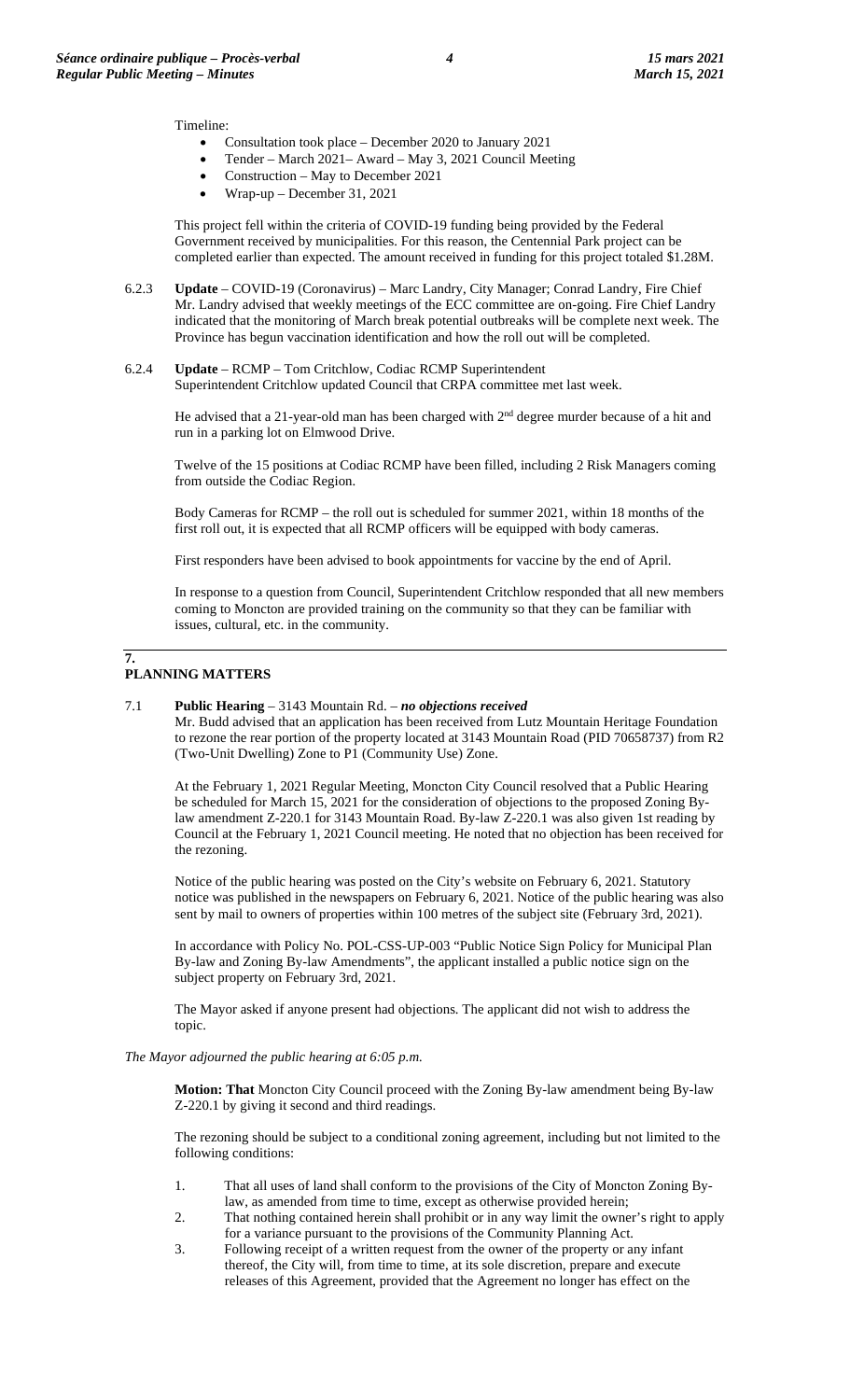Timeline:

- Consultation took place – December 2020 to January 2021
- Tender – March 2021– Award – May 3, 2021 Council Meeting
- Construction – May to December 2021
- Wrap-up – December 31, 2021

This project fell within the criteria of COVID-19 funding being provided by the Federal Government received by municipalities. For this reason, the Centennial Park project can be completed earlier than expected. The amount received in funding for this project totaled $1.28M.

6.2.3 **Update** – COVID-19 (Coronavirus) – Marc Landry, City Manager; Conrad Landry, Fire Chief
Mr. Landry advised that weekly meetings of the ECC committee are on-going. Fire Chief Landry indicated that the monitoring of March break potential outbreaks will be complete next week. The Province has begun vaccination identification and how the roll out will be completed.

6.2.4 **Update** – RCMP – Tom Critchlow, Codiac RCMP Superintendent
Superintendent Critchlow updated Council that CRPA committee met last week.

He advised that a 21-year-old man has been charged with 2nd degree murder because of a hit and run in a parking lot on Elmwood Drive.

Twelve of the 15 positions at Codiac RCMP have been filled, including 2 Risk Managers coming from outside the Codiac Region.

Body Cameras for RCMP – the roll out is scheduled for summer 2021, within 18 months of the first roll out, it is expected that all RCMP officers will be equipped with body cameras.

First responders have been advised to book appointments for vaccine by the end of April.

In response to a question from Council, Superintendent Critchlow responded that all new members coming to Moncton are provided training on the community so that they can be familiar with issues, cultural, etc. in the community.

## 7. PLANNING MATTERS

7.1 **Public Hearing** – 3143 Mountain Rd. – ***no objections received***
Mr. Budd advised that an application has been received from Lutz Mountain Heritage Foundation to rezone the rear portion of the property located at 3143 Mountain Road (PID 70658737) from R2 (Two-Unit Dwelling) Zone to P1 (Community Use) Zone.

At the February 1, 2021 Regular Meeting, Moncton City Council resolved that a Public Hearing be scheduled for March 15, 2021 for the consideration of objections to the proposed Zoning By-law amendment Z-220.1 for 3143 Mountain Road. By-law Z-220.1 was also given 1st reading by Council at the February 1, 2021 Council meeting. He noted that no objection has been received for the rezoning.

Notice of the public hearing was posted on the City's website on February 6, 2021. Statutory notice was published in the newspapers on February 6, 2021. Notice of the public hearing was also sent by mail to owners of properties within 100 metres of the subject site (February 3rd, 2021).

In accordance with Policy No. POL-CSS-UP-003 "Public Notice Sign Policy for Municipal Plan By-law and Zoning By-law Amendments", the applicant installed a public notice sign on the subject property on February 3rd, 2021.

The Mayor asked if anyone present had objections. The applicant did not wish to address the topic.

*The Mayor adjourned the public hearing at 6:05 p.m.*

**Motion: That** Moncton City Council proceed with the Zoning By-law amendment being By-law Z-220.1 by giving it second and third readings.

The rezoning should be subject to a conditional zoning agreement, including but not limited to the following conditions:

1. That all uses of land shall conform to the provisions of the City of Moncton Zoning By-law, as amended from time to time, except as otherwise provided herein;
2. That nothing contained herein shall prohibit or in any way limit the owner's right to apply for a variance pursuant to the provisions of the Community Planning Act.
3. Following receipt of a written request from the owner of the property or any infant thereof, the City will, from time to time, at its sole discretion, prepare and execute releases of this Agreement, provided that the Agreement no longer has effect on the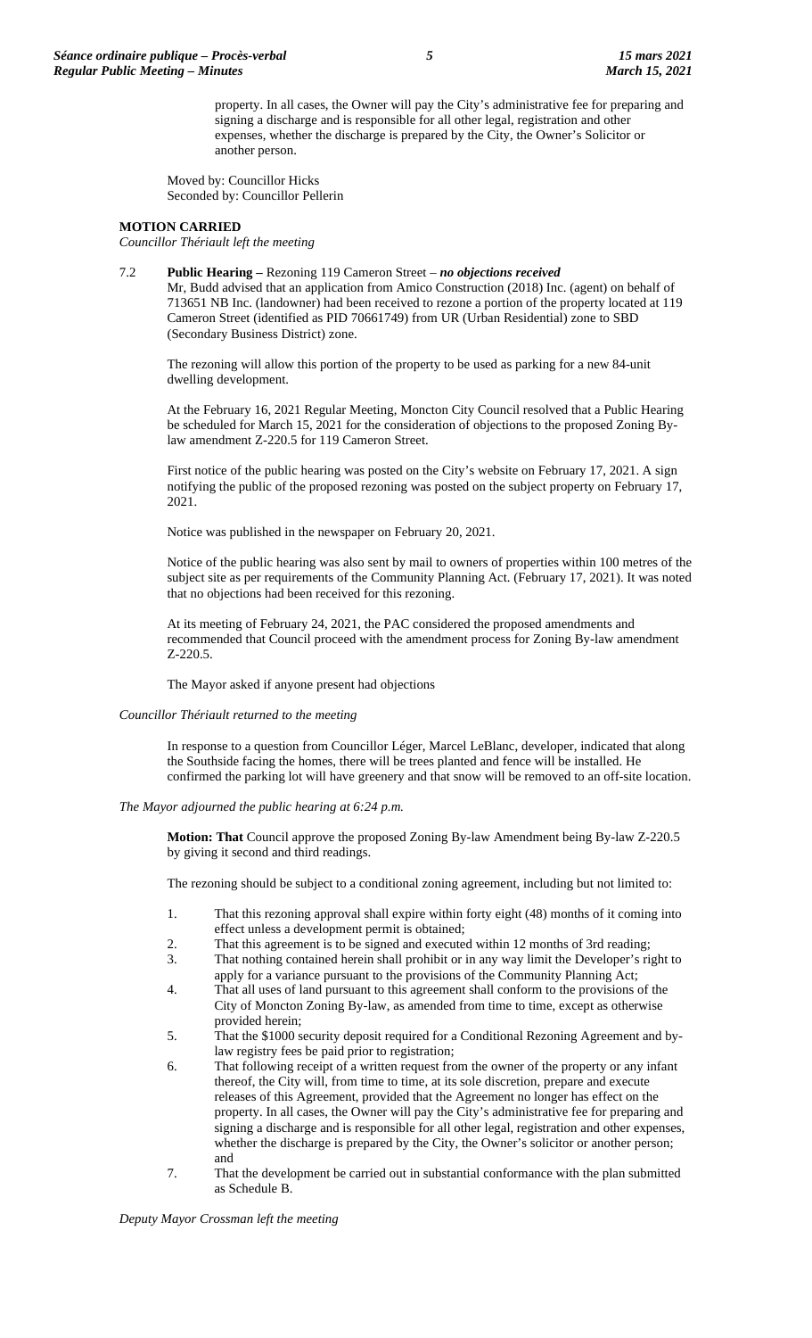property. In all cases, the Owner will pay the City's administrative fee for preparing and signing a discharge and is responsible for all other legal, registration and other expenses, whether the discharge is prepared by the City, the Owner's Solicitor or another person.

Moved by: Councillor Hicks
Seconded by: Councillor Pellerin

**MOTION CARRIED**
*Councillor Thériault left the meeting*

7.2 **Public Hearing –** Rezoning 119 Cameron Street – ***no objections received***
Mr, Budd advised that an application from Amico Construction (2018) Inc. (agent) on behalf of 713651 NB Inc. (landowner) had been received to rezone a portion of the property located at 119 Cameron Street (identified as PID 70661749) from UR (Urban Residential) zone to SBD (Secondary Business District) zone.

The rezoning will allow this portion of the property to be used as parking for a new 84-unit dwelling development.

At the February 16, 2021 Regular Meeting, Moncton City Council resolved that a Public Hearing be scheduled for March 15, 2021 for the consideration of objections to the proposed Zoning By-law amendment Z-220.5 for 119 Cameron Street.

First notice of the public hearing was posted on the City's website on February 17, 2021. A sign notifying the public of the proposed rezoning was posted on the subject property on February 17, 2021.

Notice was published in the newspaper on February 20, 2021.

Notice of the public hearing was also sent by mail to owners of properties within 100 metres of the subject site as per requirements of the Community Planning Act. (February 17, 2021). It was noted that no objections had been received for this rezoning.

At its meeting of February 24, 2021, the PAC considered the proposed amendments and recommended that Council proceed with the amendment process for Zoning By-law amendment Z-220.5.

The Mayor asked if anyone present had objections

*Councillor Thériault returned to the meeting*

In response to a question from Councillor Léger, Marcel LeBlanc, developer, indicated that along the Southside facing the homes, there will be trees planted and fence will be installed. He confirmed the parking lot will have greenery and that snow will be removed to an off-site location.

*The Mayor adjourned the public hearing at 6:24 p.m.*

**Motion: That** Council approve the proposed Zoning By-law Amendment being By-law Z-220.5 by giving it second and third readings.

The rezoning should be subject to a conditional zoning agreement, including but not limited to:

1. That this rezoning approval shall expire within forty eight (48) months of it coming into effect unless a development permit is obtained;
2. That this agreement is to be signed and executed within 12 months of 3rd reading;
3. That nothing contained herein shall prohibit or in any way limit the Developer's right to apply for a variance pursuant to the provisions of the Community Planning Act;
4. That all uses of land pursuant to this agreement shall conform to the provisions of the City of Moncton Zoning By-law, as amended from time to time, except as otherwise provided herein;
5. That the \$1000 security deposit required for a Conditional Rezoning Agreement and by-law registry fees be paid prior to registration;
6. That following receipt of a written request from the owner of the property or any infant thereof, the City will, from time to time, at its sole discretion, prepare and execute releases of this Agreement, provided that the Agreement no longer has effect on the property. In all cases, the Owner will pay the City's administrative fee for preparing and signing a discharge and is responsible for all other legal, registration and other expenses, whether the discharge is prepared by the City, the Owner's solicitor or another person; and
7. That the development be carried out in substantial conformance with the plan submitted as Schedule B.

*Deputy Mayor Crossman left the meeting*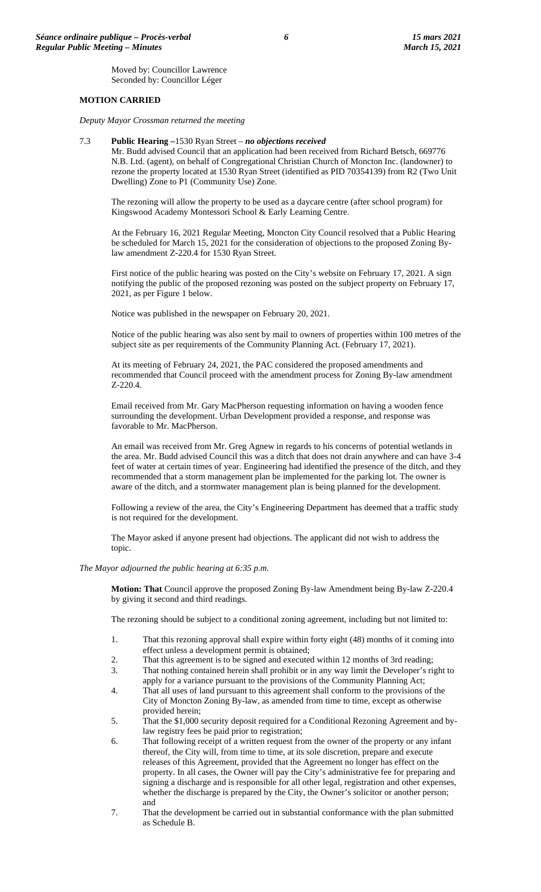Moved by: Councillor Lawrence
Seconded by: Councillor Léger

**MOTION CARRIED**

*Deputy Mayor Crossman returned the meeting*

7.3 **Public Hearing –**1530 Ryan Street – ***no objections received***

Mr. Budd advised Council that an application had been received from Richard Betsch, 669776 N.B. Ltd. (agent), on behalf of Congregational Christian Church of Moncton Inc. (landowner) to rezone the property located at 1530 Ryan Street (identified as PID 70354139) from R2 (Two Unit Dwelling) Zone to P1 (Community Use) Zone.

The rezoning will allow the property to be used as a daycare centre (after school program) for Kingswood Academy Montessori School & Early Learning Centre.

At the February 16, 2021 Regular Meeting, Moncton City Council resolved that a Public Hearing be scheduled for March 15, 2021 for the consideration of objections to the proposed Zoning By-law amendment Z-220.4 for 1530 Ryan Street.

First notice of the public hearing was posted on the City's website on February 17, 2021. A sign notifying the public of the proposed rezoning was posted on the subject property on February 17, 2021, as per Figure 1 below.

Notice was published in the newspaper on February 20, 2021.

Notice of the public hearing was also sent by mail to owners of properties within 100 metres of the subject site as per requirements of the Community Planning Act. (February 17, 2021).

At its meeting of February 24, 2021, the PAC considered the proposed amendments and recommended that Council proceed with the amendment process for Zoning By-law amendment Z-220.4.

Email received from Mr. Gary MacPherson requesting information on having a wooden fence surrounding the development. Urban Development provided a response, and response was favorable to Mr. MacPherson.

An email was received from Mr. Greg Agnew in regards to his concerns of potential wetlands in the area. Mr. Budd advised Council this was a ditch that does not drain anywhere and can have 3-4 feet of water at certain times of year. Engineering had identified the presence of the ditch, and they recommended that a storm management plan be implemented for the parking lot. The owner is aware of the ditch, and a stormwater management plan is being planned for the development.

Following a review of the area, the City's Engineering Department has deemed that a traffic study is not required for the development.

The Mayor asked if anyone present had objections. The applicant did not wish to address the topic.

*The Mayor adjourned the public hearing at 6:35 p.m.*

**Motion: That** Council approve the proposed Zoning By-law Amendment being By-law Z-220.4 by giving it second and third readings.

The rezoning should be subject to a conditional zoning agreement, including but not limited to:

1. That this rezoning approval shall expire within forty eight (48) months of it coming into effect unless a development permit is obtained;
2. That this agreement is to be signed and executed within 12 months of 3rd reading;
3. That nothing contained herein shall prohibit or in any way limit the Developer's right to apply for a variance pursuant to the provisions of the Community Planning Act;
4. That all uses of land pursuant to this agreement shall conform to the provisions of the City of Moncton Zoning By-law, as amended from time to time, except as otherwise provided herein;
5. That the $1,000 security deposit required for a Conditional Rezoning Agreement and by-law registry fees be paid prior to registration;
6. That following receipt of a written request from the owner of the property or any infant thereof, the City will, from time to time, at its sole discretion, prepare and execute releases of this Agreement, provided that the Agreement no longer has effect on the property. In all cases, the Owner will pay the City's administrative fee for preparing and signing a discharge and is responsible for all other legal, registration and other expenses, whether the discharge is prepared by the City, the Owner's solicitor or another person; and
7. That the development be carried out in substantial conformance with the plan submitted as Schedule B.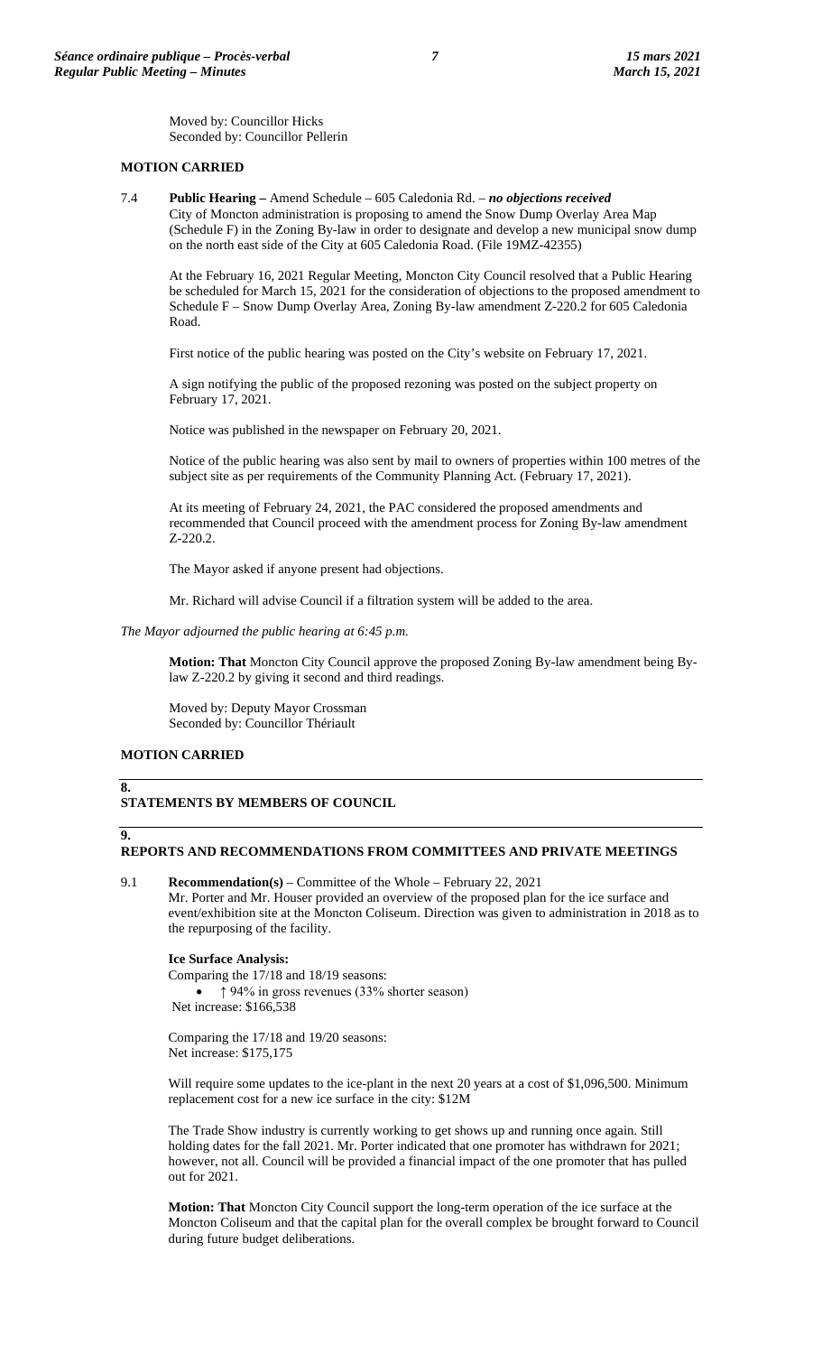Moved by: Councillor Hicks
Seconded by: Councillor Pellerin

**MOTION CARRIED**

7.4 **Public Hearing –** Amend Schedule – 605 Caledonia Rd. – ***no objections received***
City of Moncton administration is proposing to amend the Snow Dump Overlay Area Map (Schedule F) in the Zoning By-law in order to designate and develop a new municipal snow dump on the north east side of the City at 605 Caledonia Road. (File 19MZ-42355)

At the February 16, 2021 Regular Meeting, Moncton City Council resolved that a Public Hearing be scheduled for March 15, 2021 for the consideration of objections to the proposed amendment to Schedule F – Snow Dump Overlay Area, Zoning By-law amendment Z-220.2 for 605 Caledonia Road.

First notice of the public hearing was posted on the City's website on February 17, 2021.

A sign notifying the public of the proposed rezoning was posted on the subject property on February 17, 2021.

Notice was published in the newspaper on February 20, 2021.

Notice of the public hearing was also sent by mail to owners of properties within 100 metres of the subject site as per requirements of the Community Planning Act. (February 17, 2021).

At its meeting of February 24, 2021, the PAC considered the proposed amendments and recommended that Council proceed with the amendment process for Zoning By-law amendment Z-220.2.

The Mayor asked if anyone present had objections.

Mr. Richard will advise Council if a filtration system will be added to the area.

*The Mayor adjourned the public hearing at 6:45 p.m.*

**Motion: That** Moncton City Council approve the proposed Zoning By-law amendment being By-law Z-220.2 by giving it second and third readings.

Moved by: Deputy Mayor Crossman
Seconded by: Councillor Thériault

**MOTION CARRIED**

## 8. STATEMENTS BY MEMBERS OF COUNCIL

## 9. REPORTS AND RECOMMENDATIONS FROM COMMITTEES AND PRIVATE MEETINGS

9.1 **Recommendation(s)** – Committee of the Whole – February 22, 2021
Mr. Porter and Mr. Houser provided an overview of the proposed plan for the ice surface and event/exhibition site at the Moncton Coliseum. Direction was given to administration in 2018 as to the repurposing of the facility.

**Ice Surface Analysis:**
Comparing the 17/18 and 18/19 seasons:

- ↑ 94% in gross revenues (33% shorter season)

Net increase: $166,538

Comparing the 17/18 and 19/20 seasons:
Net increase: $175,175

Will require some updates to the ice-plant in the next 20 years at a cost of $1,096,500. Minimum replacement cost for a new ice surface in the city: $12M

The Trade Show industry is currently working to get shows up and running once again. Still holding dates for the fall 2021. Mr. Porter indicated that one promoter has withdrawn for 2021; however, not all. Council will be provided a financial impact of the one promoter that has pulled out for 2021.

**Motion: That** Moncton City Council support the long-term operation of the ice surface at the Moncton Coliseum and that the capital plan for the overall complex be brought forward to Council during future budget deliberations.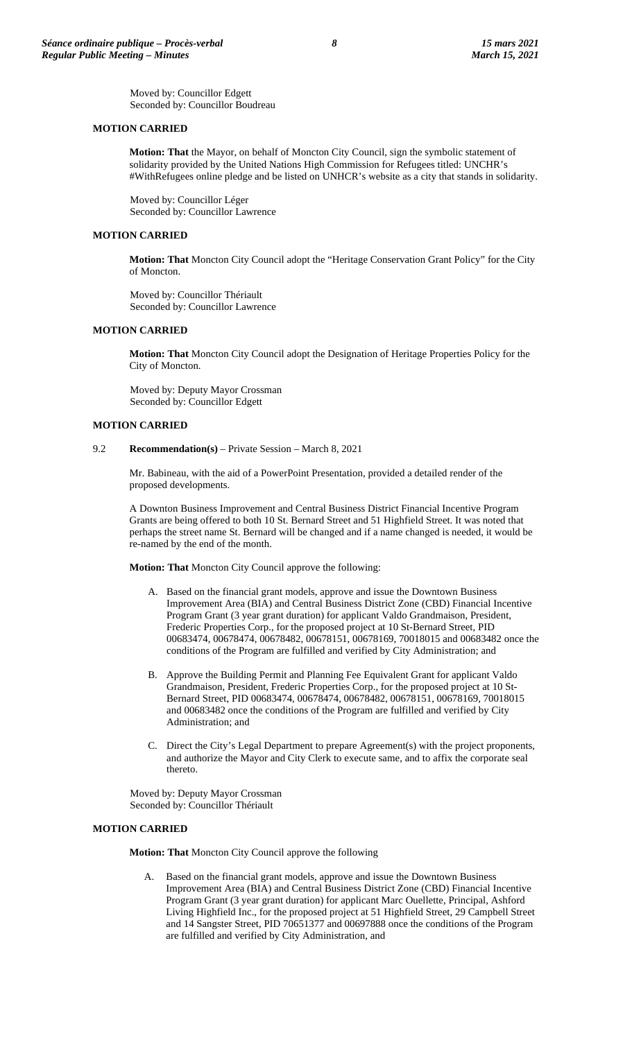Moved by: Councillor Edgett
Seconded by: Councillor Boudreau

**MOTION CARRIED**

**Motion: That** the Mayor, on behalf of Moncton City Council, sign the symbolic statement of solidarity provided by the United Nations High Commission for Refugees titled: UNCHR's #WithRefugees online pledge and be listed on UNHCR's website as a city that stands in solidarity.

Moved by: Councillor Léger
Seconded by: Councillor Lawrence

**MOTION CARRIED**

**Motion: That** Moncton City Council adopt the "Heritage Conservation Grant Policy" for the City of Moncton.

Moved by: Councillor Thériault
Seconded by: Councillor Lawrence

**MOTION CARRIED**

**Motion: That** Moncton City Council adopt the Designation of Heritage Properties Policy for the City of Moncton.

Moved by: Deputy Mayor Crossman
Seconded by: Councillor Edgett

**MOTION CARRIED**

9.2 **Recommendation(s)** – Private Session – March 8, 2021

Mr. Babineau, with the aid of a PowerPoint Presentation, provided a detailed render of the proposed developments.

A Downton Business Improvement and Central Business District Financial Incentive Program Grants are being offered to both 10 St. Bernard Street and 51 Highfield Street. It was noted that perhaps the street name St. Bernard will be changed and if a name changed is needed, it would be re-named by the end of the month.

**Motion: That** Moncton City Council approve the following:

A. Based on the financial grant models, approve and issue the Downtown Business Improvement Area (BIA) and Central Business District Zone (CBD) Financial Incentive Program Grant (3 year grant duration) for applicant Valdo Grandmaison, President, Frederic Properties Corp., for the proposed project at 10 St-Bernard Street, PID 00683474, 00678474, 00678482, 00678151, 00678169, 70018015 and 00683482 once the conditions of the Program are fulfilled and verified by City Administration; and

B. Approve the Building Permit and Planning Fee Equivalent Grant for applicant Valdo Grandmaison, President, Frederic Properties Corp., for the proposed project at 10 St-Bernard Street, PID 00683474, 00678474, 00678482, 00678151, 00678169, 70018015 and 00683482 once the conditions of the Program are fulfilled and verified by City Administration; and

C. Direct the City's Legal Department to prepare Agreement(s) with the project proponents, and authorize the Mayor and City Clerk to execute same, and to affix the corporate seal thereto.

Moved by: Deputy Mayor Crossman
Seconded by: Councillor Thériault

**MOTION CARRIED**

**Motion: That** Moncton City Council approve the following

A. Based on the financial grant models, approve and issue the Downtown Business Improvement Area (BIA) and Central Business District Zone (CBD) Financial Incentive Program Grant (3 year grant duration) for applicant Marc Ouellette, Principal, Ashford Living Highfield Inc., for the proposed project at 51 Highfield Street, 29 Campbell Street and 14 Sangster Street, PID 70651377 and 00697888 once the conditions of the Program are fulfilled and verified by City Administration, and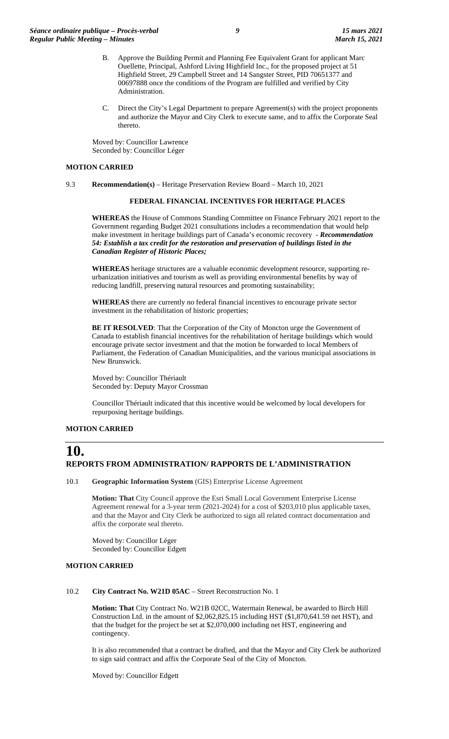B. Approve the Building Permit and Planning Fee Equivalent Grant for applicant Marc Ouellette, Principal, Ashford Living Highfield Inc., for the proposed project at 51 Highfield Street, 29 Campbell Street and 14 Sangster Street, PID 70651377 and 00697888 once the conditions of the Program are fulfilled and verified by City Administration.

C. Direct the City's Legal Department to prepare Agreement(s) with the project proponents and authorize the Mayor and City Clerk to execute same, and to affix the Corporate Seal thereto.

Moved by: Councillor Lawrence
Seconded by: Councillor Léger

**MOTION CARRIED**

9.3 **Recommendation(s)** – Heritage Preservation Review Board – March 10, 2021

**FEDERAL FINANCIAL INCENTIVES FOR HERITAGE PLACES**

**WHEREAS** the House of Commons Standing Committee on Finance February 2021 report to the Government regarding Budget 2021 consultations includes a recommendation that would help make investment in heritage buildings part of Canada's economic recovery - ***Recommendation 54: Establish a tax credit for the restoration and preservation of buildings listed in the Canadian Register of Historic Places;***

**WHEREAS** heritage structures are a valuable economic development resource, supporting re-urbanization initiatives and tourism as well as providing environmental benefits by way of reducing landfill, preserving natural resources and promoting sustainability;

**WHEREAS** there are currently no federal financial incentives to encourage private sector investment in the rehabilitation of historic properties;

**BE IT RESOLVED**: That the Corporation of the City of Moncton urge the Government of Canada to establish financial incentives for the rehabilitation of heritage buildings which would encourage private sector investment and that the motion be forwarded to local Members of Parliament, the Federation of Canadian Municipalities, and the various municipal associations in New Brunswick.

Moved by: Councillor Thériault
Seconded by: Deputy Mayor Crossman

Councillor Thériault indicated that this incentive would be welcomed by local developers for repurposing heritage buildings.

**MOTION CARRIED**

# 10. REPORTS FROM ADMINISTRATION/ RAPPORTS DE L'ADMINISTRATION

10.1 **Geographic Information System** (GIS) Enterprise License Agreement

**Motion: That** City Council approve the Esri Small Local Government Enterprise License Agreement renewal for a 3-year term (2021-2024) for a cost of $203,010 plus applicable taxes, and that the Mayor and City Clerk be authorized to sign all related contract documentation and affix the corporate seal thereto.

Moved by: Councillor Léger
Seconded by: Councillor Edgett

**MOTION CARRIED**

10.2 **City Contract No. W21D 05AC** – Street Reconstruction No. 1

**Motion: That** City Contract No. W21B 02CC, Watermain Renewal, be awarded to Birch Hill Construction Ltd. in the amount of $2,062,825.15 including HST ($1,870,641.59 net HST), and that the budget for the project be set at $2,070,000 including net HST, engineering and contingency.

It is also recommended that a contract be drafted, and that the Mayor and City Clerk be authorized to sign said contract and affix the Corporate Seal of the City of Moncton.

Moved by: Councillor Edgett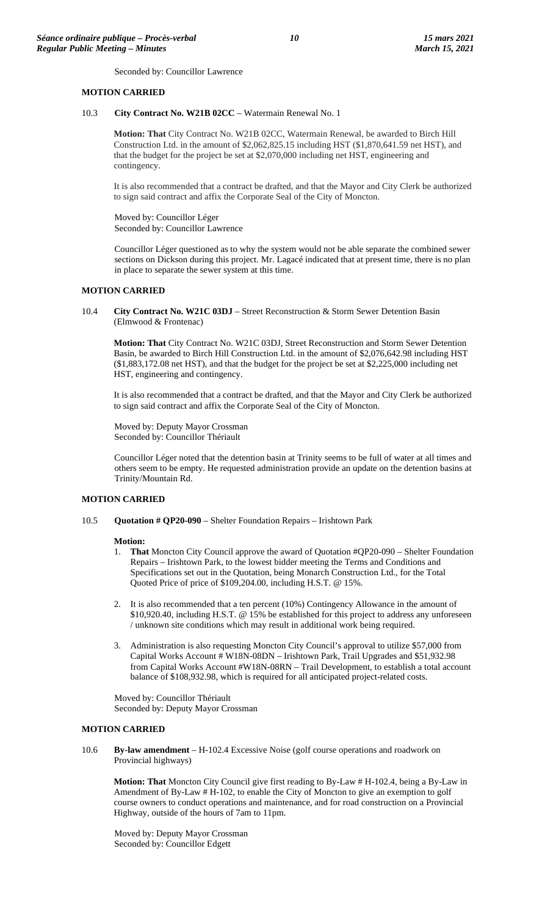Seconded by: Councillor Lawrence

**MOTION CARRIED**

10.3 **City Contract No. W21B 02CC** – Watermain Renewal No. 1

**Motion: That** City Contract No. W21B 02CC, Watermain Renewal, be awarded to Birch Hill Construction Ltd. in the amount of $2,062,825.15 including HST ($1,870,641.59 net HST), and that the budget for the project be set at $2,070,000 including net HST, engineering and contingency.

It is also recommended that a contract be drafted, and that the Mayor and City Clerk be authorized to sign said contract and affix the Corporate Seal of the City of Moncton.

Moved by: Councillor Léger
Seconded by: Councillor Lawrence

Councillor Léger questioned as to why the system would not be able separate the combined sewer sections on Dickson during this project. Mr. Lagacé indicated that at present time, there is no plan in place to separate the sewer system at this time.

**MOTION CARRIED**

10.4 **City Contract No. W21C 03DJ** – Street Reconstruction & Storm Sewer Detention Basin (Elmwood & Frontenac)

**Motion: That** City Contract No. W21C 03DJ, Street Reconstruction and Storm Sewer Detention Basin, be awarded to Birch Hill Construction Ltd. in the amount of $2,076,642.98 including HST ($1,883,172.08 net HST), and that the budget for the project be set at $2,225,000 including net HST, engineering and contingency.

It is also recommended that a contract be drafted, and that the Mayor and City Clerk be authorized to sign said contract and affix the Corporate Seal of the City of Moncton.

Moved by: Deputy Mayor Crossman
Seconded by: Councillor Thériault

Councillor Léger noted that the detention basin at Trinity seems to be full of water at all times and others seem to be empty. He requested administration provide an update on the detention basins at Trinity/Mountain Rd.

**MOTION CARRIED**

10.5 **Quotation # QP20-090** – Shelter Foundation Repairs – Irishtown Park

**Motion:**

1. **That** Moncton City Council approve the award of Quotation #QP20-090 – Shelter Foundation Repairs – Irishtown Park, to the lowest bidder meeting the Terms and Conditions and Specifications set out in the Quotation, being Monarch Construction Ltd., for the Total Quoted Price of price of $109,204.00, including H.S.T. @ 15%.

2. It is also recommended that a ten percent (10%) Contingency Allowance in the amount of $10,920.40, including H.S.T. @ 15% be established for this project to address any unforeseen / unknown site conditions which may result in additional work being required.

3. Administration is also requesting Moncton City Council's approval to utilize $57,000 from Capital Works Account # W18N-08DN – Irishtown Park, Trail Upgrades and $51,932.98 from Capital Works Account #W18N-08RN – Trail Development, to establish a total account balance of $108,932.98, which is required for all anticipated project-related costs.

Moved by: Councillor Thériault
Seconded by: Deputy Mayor Crossman

**MOTION CARRIED**

10.6 **By-law amendment** – H-102.4 Excessive Noise (golf course operations and roadwork on Provincial highways)

**Motion: That** Moncton City Council give first reading to By-Law # H-102.4, being a By-Law in Amendment of By-Law # H-102, to enable the City of Moncton to give an exemption to golf course owners to conduct operations and maintenance, and for road construction on a Provincial Highway, outside of the hours of 7am to 11pm.

Moved by: Deputy Mayor Crossman
Seconded by: Councillor Edgett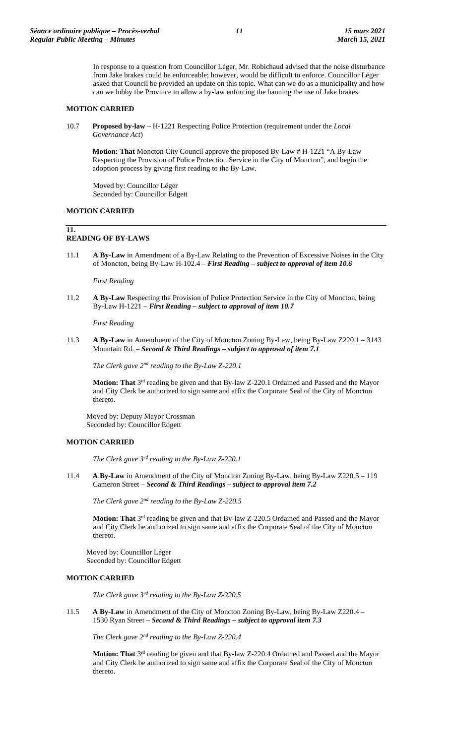In response to a question from Councillor Léger, Mr. Robichaud advised that the noise disturbance from Jake brakes could be enforceable; however, would be difficult to enforce. Councillor Léger asked that Council be provided an update on this topic. What can we do as a municipality and how can we lobby the Province to allow a by-law enforcing the banning the use of Jake brakes.

**MOTION CARRIED**

10.7 **Proposed by-law** – H-1221 Respecting Police Protection (requirement under the *Local Governance Act*)

**Motion: That** Moncton City Council approve the proposed By-Law # H-1221 "A By-Law Respecting the Provision of Police Protection Service in the City of Moncton", and begin the adoption process by giving first reading to the By-Law.

Moved by: Councillor Léger
Seconded by: Councillor Edgett

**MOTION CARRIED**

## 11. READING OF BY-LAWS

11.1 **A By-Law** in Amendment of a By-Law Relating to the Prevention of Excessive Noises in the City of Moncton, being By-Law H-102.4 – ***First Reading – subject to approval of item 10.6***

*First Reading*

11.2 **A By-Law** Respecting the Provision of Police Protection Service in the City of Moncton, being By-Law H-1221 – ***First Reading – subject to approval of item 10.7***

*First Reading*

11.3 **A By-Law** in Amendment of the City of Moncton Zoning By-Law, being By-Law Z220.1 – 3143 Mountain Rd. – ***Second & Third Readings – subject to approval of item 7.1***

*The Clerk gave 2nd reading to the By-Law Z-220.1*

**Motion: That** 3rd reading be given and that By-law Z-220.1 Ordained and Passed and the Mayor and City Clerk be authorized to sign same and affix the Corporate Seal of the City of Moncton thereto.

Moved by: Deputy Mayor Crossman
Seconded by: Councillor Edgett

**MOTION CARRIED**

*The Clerk gave 3rd reading to the By-Law Z-220.1*

11.4 **A By-Law** in Amendment of the City of Moncton Zoning By-Law, being By-Law Z220.5 – 119 Cameron Street – ***Second & Third Readings – subject to approval item 7.2***

*The Clerk gave 2nd reading to the By-Law Z-220.5*

**Motion: That** 3rd reading be given and that By-law Z-220.5 Ordained and Passed and the Mayor and City Clerk be authorized to sign same and affix the Corporate Seal of the City of Moncton thereto.

Moved by: Councillor Léger
Seconded by: Councillor Edgett

**MOTION CARRIED**

*The Clerk gave 3rd reading to the By-Law Z-220.5*

11.5 **A By-Law** in Amendment of the City of Moncton Zoning By-Law, being By-Law Z220.4 – 1530 Ryan Street – ***Second & Third Readings – subject to approval item 7.3***

*The Clerk gave 2nd reading to the By-Law Z-220.4*

**Motion: That** 3rd reading be given and that By-law Z-220.4 Ordained and Passed and the Mayor and City Clerk be authorized to sign same and affix the Corporate Seal of the City of Moncton thereto.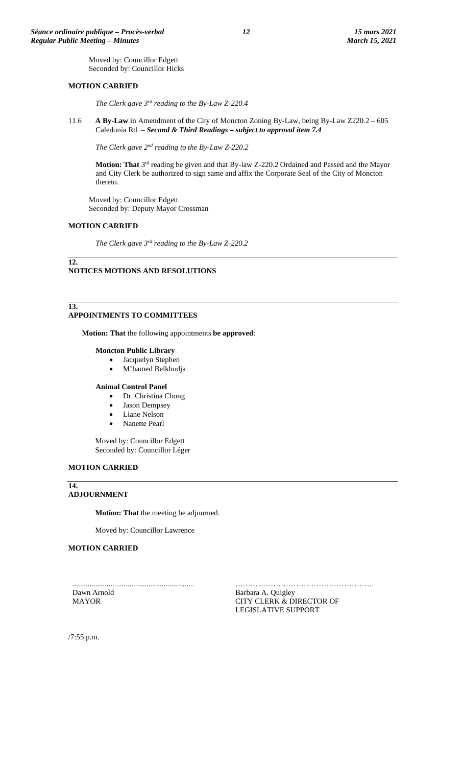Moved by: Councillor Edgett
Seconded by: Councillor Hicks

**MOTION CARRIED**

*The Clerk gave 3rd reading to the By-Law Z-220.4*

11.6 **A By-Law** in Amendment of the City of Moncton Zoning By-Law, being By-Law Z220.2 – 605 Caledonia Rd. – ***Second & Third Readings – subject to approval item 7.4***

*The Clerk gave 2nd reading to the By-Law Z-220.2*

**Motion: That** 3rd reading be given and that By-law Z-220.2 Ordained and Passed and the Mayor and City Clerk be authorized to sign same and affix the Corporate Seal of the City of Moncton thereto.

Moved by: Councillor Edgett
Seconded by: Deputy Mayor Crossman

**MOTION CARRIED**

*The Clerk gave 3rd reading to the By-Law Z-220.2*

## 12. NOTICES MOTIONS AND RESOLUTIONS

## 13. APPOINTMENTS TO COMMITTEES

**Motion: That** the following appointments **be approved**:

**Moncton Public Library**

- Jacquelyn Stephen
- M'hamed Belkhodja

**Animal Control Panel**

- Dr. Christina Chong
- Jason Dempsey
- Liane Nelson
- Nanette Pearl

Moved by: Councillor Edgett
Seconded by: Councillor Léger

**MOTION CARRIED**

## 14. ADJOURNMENT

**Motion: That** the meeting be adjourned.

Moved by: Councillor Lawrence

**MOTION CARRIED**

| | |
|---|---|
| ............................................................... | ………………………………………………. |
| Dawn Arnold | Barbara A. Quigley |
| MAYOR | CITY CLERK & DIRECTOR OF LEGISLATIVE SUPPORT |

/7:55 p.m.